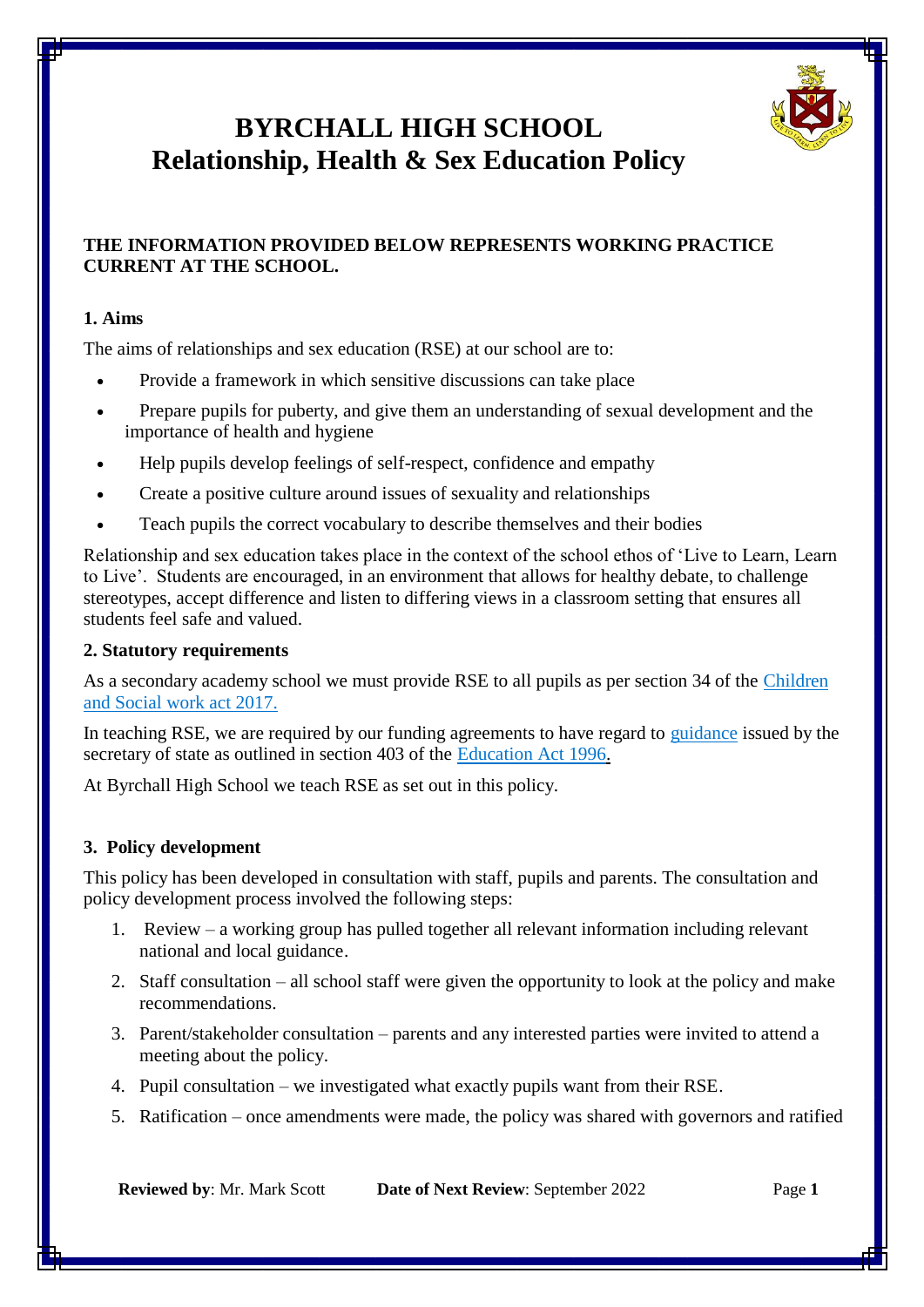# BYRCHALL HIGH SCHOOL
# Relationship, Health & Sex Education Policy

**THE INFORMATION PROVIDED BELOW REPRESENTS WORKING PRACTICE CURRENT AT THE SCHOOL.**

## 1. Aims

The aims of relationships and sex education (RSE) at our school are to:

- Provide a framework in which sensitive discussions can take place
- Prepare pupils for puberty, and give them an understanding of sexual development and the importance of health and hygiene
- Help pupils develop feelings of self-respect, confidence and empathy
- Create a positive culture around issues of sexuality and relationships
- Teach pupils the correct vocabulary to describe themselves and their bodies

Relationship and sex education takes place in the context of the school ethos of 'Live to Learn, Learn to Live'. Students are encouraged, in an environment that allows for healthy debate, to challenge stereotypes, accept difference and listen to differing views in a classroom setting that ensures all students feel safe and valued.

## 2. Statutory requirements

As a secondary academy school we must provide RSE to all pupils as per section 34 of the Children and Social work act 2017.

In teaching RSE, we are required by our funding agreements to have regard to guidance issued by the secretary of state as outlined in section 403 of the Education Act 1996.

At Byrchall High School we teach RSE as set out in this policy.

## 3. Policy development

This policy has been developed in consultation with staff, pupils and parents. The consultation and policy development process involved the following steps:

1. Review – a working group has pulled together all relevant information including relevant national and local guidance.
2. Staff consultation – all school staff were given the opportunity to look at the policy and make recommendations.
3. Parent/stakeholder consultation – parents and any interested parties were invited to attend a meeting about the policy.
4. Pupil consultation – we investigated what exactly pupils want from their RSE.
5. Ratification – once amendments were made, the policy was shared with governors and ratified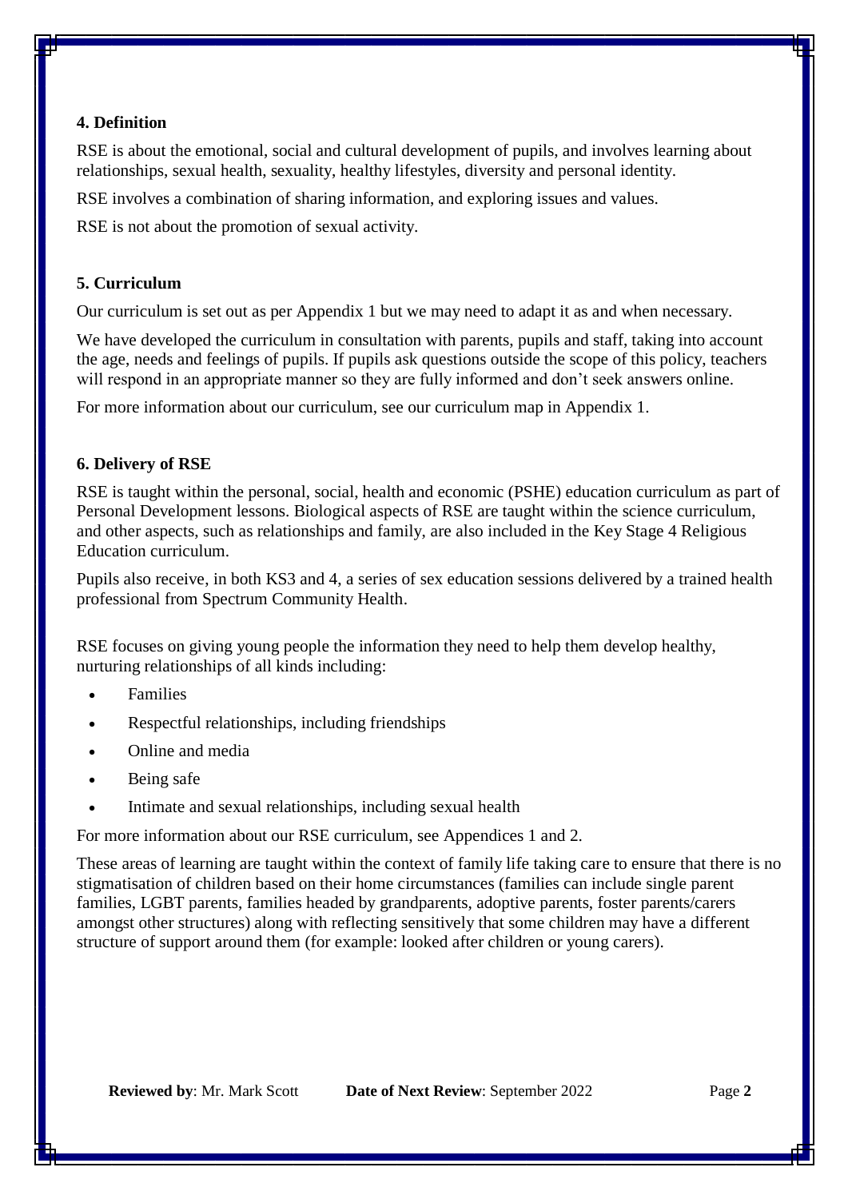## 4. Definition

RSE is about the emotional, social and cultural development of pupils, and involves learning about relationships, sexual health, sexuality, healthy lifestyles, diversity and personal identity.

RSE involves a combination of sharing information, and exploring issues and values.

RSE is not about the promotion of sexual activity.

## 5. Curriculum

Our curriculum is set out as per Appendix 1 but we may need to adapt it as and when necessary.

We have developed the curriculum in consultation with parents, pupils and staff, taking into account the age, needs and feelings of pupils. If pupils ask questions outside the scope of this policy, teachers will respond in an appropriate manner so they are fully informed and don't seek answers online.

For more information about our curriculum, see our curriculum map in Appendix 1.

## 6. Delivery of RSE

RSE is taught within the personal, social, health and economic (PSHE) education curriculum as part of Personal Development lessons. Biological aspects of RSE are taught within the science curriculum, and other aspects, such as relationships and family, are also included in the Key Stage 4 Religious Education curriculum.

Pupils also receive, in both KS3 and 4, a series of sex education sessions delivered by a trained health professional from Spectrum Community Health.

RSE focuses on giving young people the information they need to help them develop healthy, nurturing relationships of all kinds including:

- Families
- Respectful relationships, including friendships
- Online and media
- Being safe
- Intimate and sexual relationships, including sexual health

For more information about our RSE curriculum, see Appendices 1 and 2.

These areas of learning are taught within the context of family life taking care to ensure that there is no stigmatisation of children based on their home circumstances (families can include single parent families, LGBT parents, families headed by grandparents, adoptive parents, foster parents/carers amongst other structures) along with reflecting sensitively that some children may have a different structure of support around them (for example: looked after children or young carers).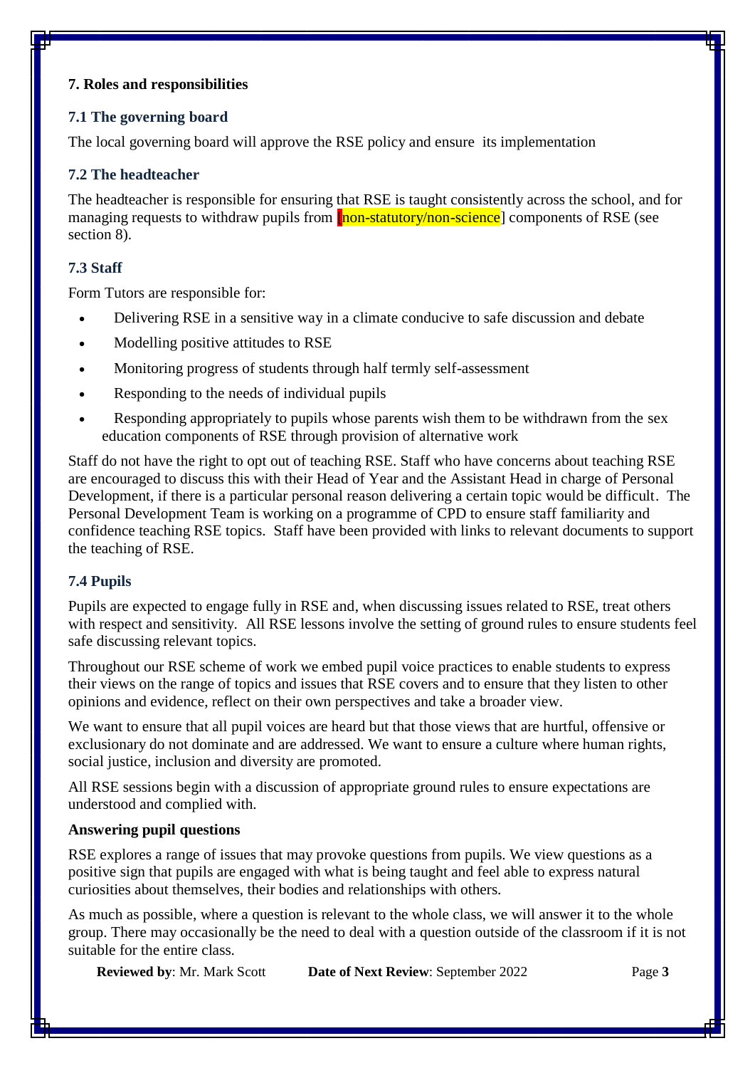## 7. Roles and responsibilities

### 7.1 The governing board

The local governing board will approve the RSE policy and ensure its implementation

### 7.2 The headteacher

The headteacher is responsible for ensuring that RSE is taught consistently across the school, and for managing requests to withdraw pupils from [non-statutory/non-science] components of RSE (see section 8).

### 7.3 Staff

Form Tutors are responsible for:

- Delivering RSE in a sensitive way in a climate conducive to safe discussion and debate
- Modelling positive attitudes to RSE
- Monitoring progress of students through half termly self-assessment
- Responding to the needs of individual pupils
- Responding appropriately to pupils whose parents wish them to be withdrawn from the sex education components of RSE through provision of alternative work

Staff do not have the right to opt out of teaching RSE. Staff who have concerns about teaching RSE are encouraged to discuss this with their Head of Year and the Assistant Head in charge of Personal Development, if there is a particular personal reason delivering a certain topic would be difficult. The Personal Development Team is working on a programme of CPD to ensure staff familiarity and confidence teaching RSE topics. Staff have been provided with links to relevant documents to support the teaching of RSE.

### 7.4 Pupils

Pupils are expected to engage fully in RSE and, when discussing issues related to RSE, treat others with respect and sensitivity. All RSE lessons involve the setting of ground rules to ensure students feel safe discussing relevant topics.

Throughout our RSE scheme of work we embed pupil voice practices to enable students to express their views on the range of topics and issues that RSE covers and to ensure that they listen to other opinions and evidence, reflect on their own perspectives and take a broader view.

We want to ensure that all pupil voices are heard but that those views that are hurtful, offensive or exclusionary do not dominate and are addressed. We want to ensure a culture where human rights, social justice, inclusion and diversity are promoted.

All RSE sessions begin with a discussion of appropriate ground rules to ensure expectations are understood and complied with.

**Answering pupil questions**

RSE explores a range of issues that may provoke questions from pupils. We view questions as a positive sign that pupils are engaged with what is being taught and feel able to express natural curiosities about themselves, their bodies and relationships with others.

As much as possible, where a question is relevant to the whole class, we will answer it to the whole group. There may occasionally be the need to deal with a question outside of the classroom if it is not suitable for the entire class.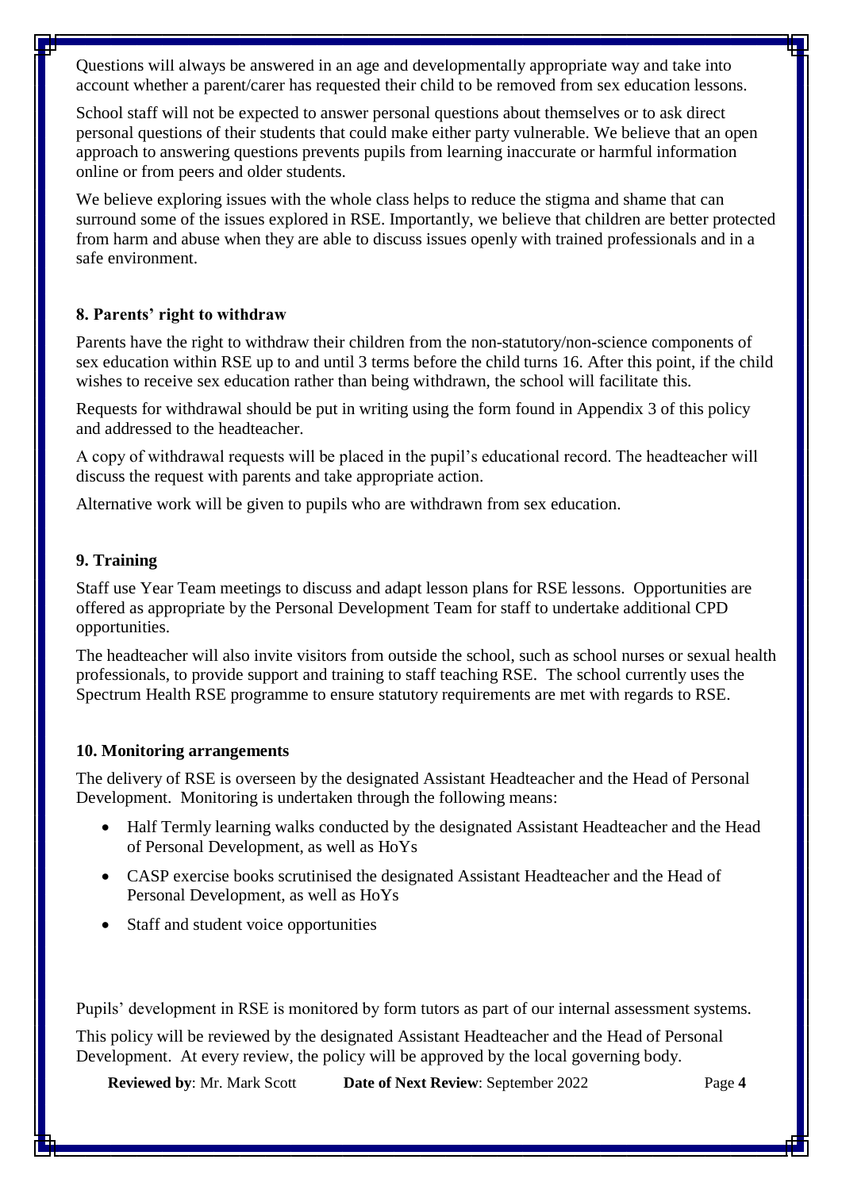Questions will always be answered in an age and developmentally appropriate way and take into account whether a parent/carer has requested their child to be removed from sex education lessons.

School staff will not be expected to answer personal questions about themselves or to ask direct personal questions of their students that could make either party vulnerable. We believe that an open approach to answering questions prevents pupils from learning inaccurate or harmful information online or from peers and older students.

We believe exploring issues with the whole class helps to reduce the stigma and shame that can surround some of the issues explored in RSE. Importantly, we believe that children are better protected from harm and abuse when they are able to discuss issues openly with trained professionals and in a safe environment.

## 8. Parents' right to withdraw

Parents have the right to withdraw their children from the non-statutory/non-science components of sex education within RSE up to and until 3 terms before the child turns 16. After this point, if the child wishes to receive sex education rather than being withdrawn, the school will facilitate this.

Requests for withdrawal should be put in writing using the form found in Appendix 3 of this policy and addressed to the headteacher.

A copy of withdrawal requests will be placed in the pupil's educational record. The headteacher will discuss the request with parents and take appropriate action.

Alternative work will be given to pupils who are withdrawn from sex education.

## 9. Training

Staff use Year Team meetings to discuss and adapt lesson plans for RSE lessons. Opportunities are offered as appropriate by the Personal Development Team for staff to undertake additional CPD opportunities.

The headteacher will also invite visitors from outside the school, such as school nurses or sexual health professionals, to provide support and training to staff teaching RSE. The school currently uses the Spectrum Health RSE programme to ensure statutory requirements are met with regards to RSE.

## 10. Monitoring arrangements

The delivery of RSE is overseen by the designated Assistant Headteacher and the Head of Personal Development. Monitoring is undertaken through the following means:

- Half Termly learning walks conducted by the designated Assistant Headteacher and the Head of Personal Development, as well as HoYs
- CASP exercise books scrutinised the designated Assistant Headteacher and the Head of Personal Development, as well as HoYs
- Staff and student voice opportunities

Pupils' development in RSE is monitored by form tutors as part of our internal assessment systems.

This policy will be reviewed by the designated Assistant Headteacher and the Head of Personal Development. At every review, the policy will be approved by the local governing body.

**Reviewed by**: Mr. Mark Scott **Date of Next Review**: September 2022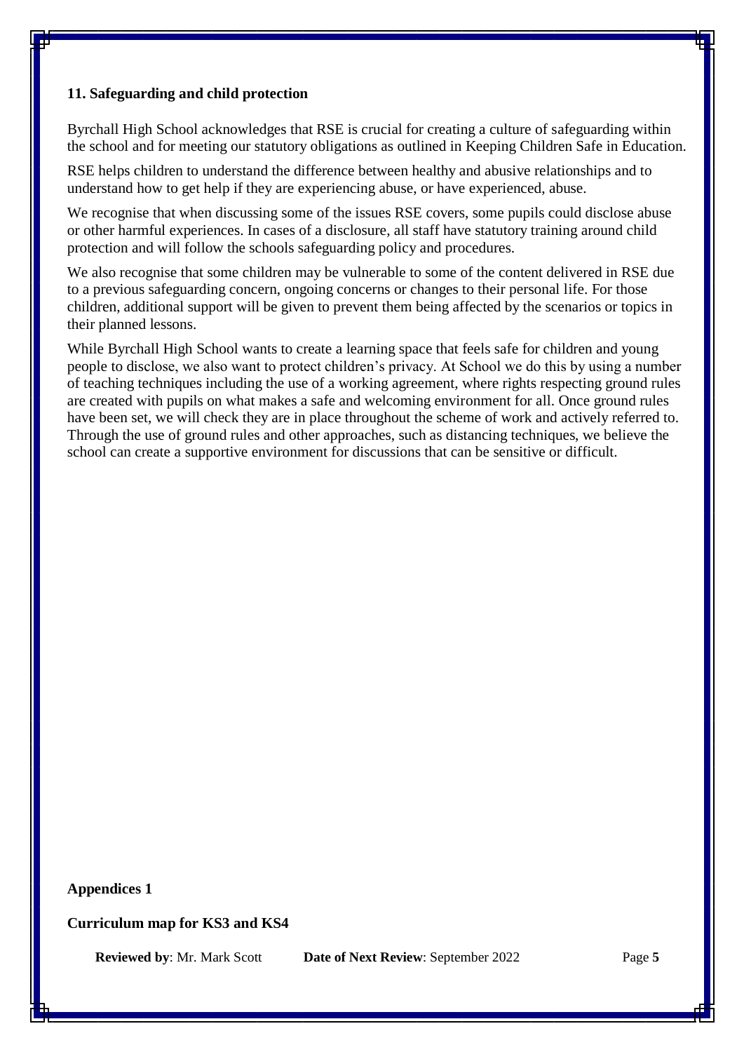## 11. Safeguarding and child protection

Byrchall High School acknowledges that RSE is crucial for creating a culture of safeguarding within the school and for meeting our statutory obligations as outlined in Keeping Children Safe in Education.

RSE helps children to understand the difference between healthy and abusive relationships and to understand how to get help if they are experiencing abuse, or have experienced, abuse.

We recognise that when discussing some of the issues RSE covers, some pupils could disclose abuse or other harmful experiences. In cases of a disclosure, all staff have statutory training around child protection and will follow the schools safeguarding policy and procedures.

We also recognise that some children may be vulnerable to some of the content delivered in RSE due to a previous safeguarding concern, ongoing concerns or changes to their personal life. For those children, additional support will be given to prevent them being affected by the scenarios or topics in their planned lessons.

While Byrchall High School wants to create a learning space that feels safe for children and young people to disclose, we also want to protect children's privacy. At School we do this by using a number of teaching techniques including the use of a working agreement, where rights respecting ground rules are created with pupils on what makes a safe and welcoming environment for all. Once ground rules have been set, we will check they are in place throughout the scheme of work and actively referred to. Through the use of ground rules and other approaches, such as distancing techniques, we believe the school can create a supportive environment for discussions that can be sensitive or difficult.

**Appendices 1**

**Curriculum map for KS3 and KS4**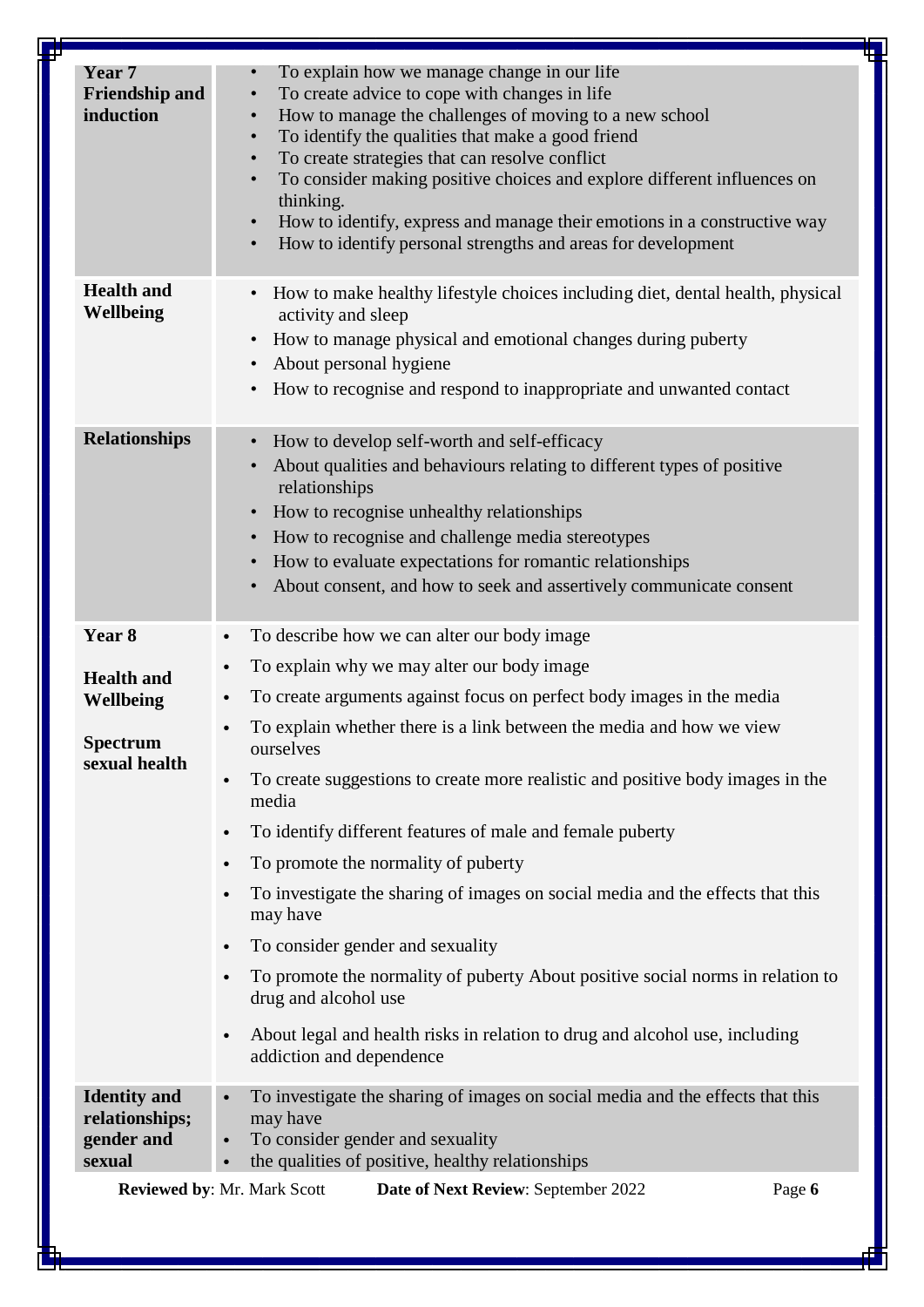| | |
|---|---|
| **Year 7 Friendship and induction** | • To explain how we manage change in our life<br>• To create advice to cope with changes in life<br>• How to manage the challenges of moving to a new school<br>• To identify the qualities that make a good friend<br>• To create strategies that can resolve conflict<br>• To consider making positive choices and explore different influences on thinking.<br>• How to identify, express and manage their emotions in a constructive way<br>• How to identify personal strengths and areas for development |
| **Health and Wellbeing** | • How to make healthy lifestyle choices including diet, dental health, physical activity and sleep<br>• How to manage physical and emotional changes during puberty<br>• About personal hygiene<br>• How to recognise and respond to inappropriate and unwanted contact |
| **Relationships** | • How to develop self-worth and self-efficacy<br>• About qualities and behaviours relating to different types of positive relationships<br>• How to recognise unhealthy relationships<br>• How to recognise and challenge media stereotypes<br>• How to evaluate expectations for romantic relationships<br>• About consent, and how to seek and assertively communicate consent |
| **Year 8**<br><br>**Health and Wellbeing**<br><br>**Spectrum sexual health** | • To describe how we can alter our body image<br>• To explain why we may alter our body image<br>• To create arguments against focus on perfect body images in the media<br>• To explain whether there is a link between the media and how we view ourselves<br>• To create suggestions to create more realistic and positive body images in the media<br>• To identify different features of male and female puberty<br>• To promote the normality of puberty<br>• To investigate the sharing of images on social media and the effects that this may have<br>• To consider gender and sexuality<br>• To promote the normality of puberty About positive social norms in relation to drug and alcohol use<br>• About legal and health risks in relation to drug and alcohol use, including addiction and dependence |
| **Identity and relationships; gender and sexual** | • To investigate the sharing of images on social media and the effects that this may have<br>• To consider gender and sexuality<br>• the qualities of positive, healthy relationships |

**Reviewed by**: Mr. Mark Scott **Date of Next Review**: September 2022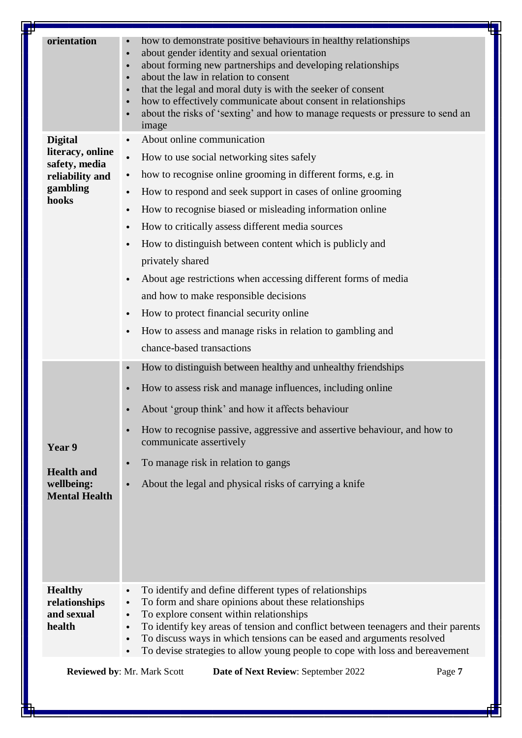| | |
|---|---|
| **orientation** | • how to demonstrate positive behaviours in healthy relationships<br>• about gender identity and sexual orientation<br>• about forming new partnerships and developing relationships<br>• about the law in relation to consent<br>• that the legal and moral duty is with the seeker of consent<br>• how to effectively communicate about consent in relationships<br>• about the risks of 'sexting' and how to manage requests or pressure to send an image |
| **Digital literacy, online safety, media reliability and gambling hooks** | • About online communication<br>• How to use social networking sites safely<br>• how to recognise online grooming in different forms, e.g. in<br>• How to respond and seek support in cases of online grooming<br>• How to recognise biased or misleading information online<br>• How to critically assess different media sources<br>• How to distinguish between content which is publicly and privately shared<br>• About age restrictions when accessing different forms of media and how to make responsible decisions<br>• How to protect financial security online<br>• How to assess and manage risks in relation to gambling and chance-based transactions |
| **Year 9**<br><br>**Health and wellbeing: Mental Health** | • How to distinguish between healthy and unhealthy friendships<br>• How to assess risk and manage influences, including online<br>• About 'group think' and how it affects behaviour<br>• How to recognise passive, aggressive and assertive behaviour, and how to communicate assertively<br>• To manage risk in relation to gangs<br>• About the legal and physical risks of carrying a knife |
| **Healthy relationships and sexual health** | • To identify and define different types of relationships<br>• To form and share opinions about these relationships<br>• To explore consent within relationships<br>• To identify key areas of tension and conflict between teenagers and their parents<br>• To discuss ways in which tensions can be eased and arguments resolved<br>• To devise strategies to allow young people to cope with loss and bereavement |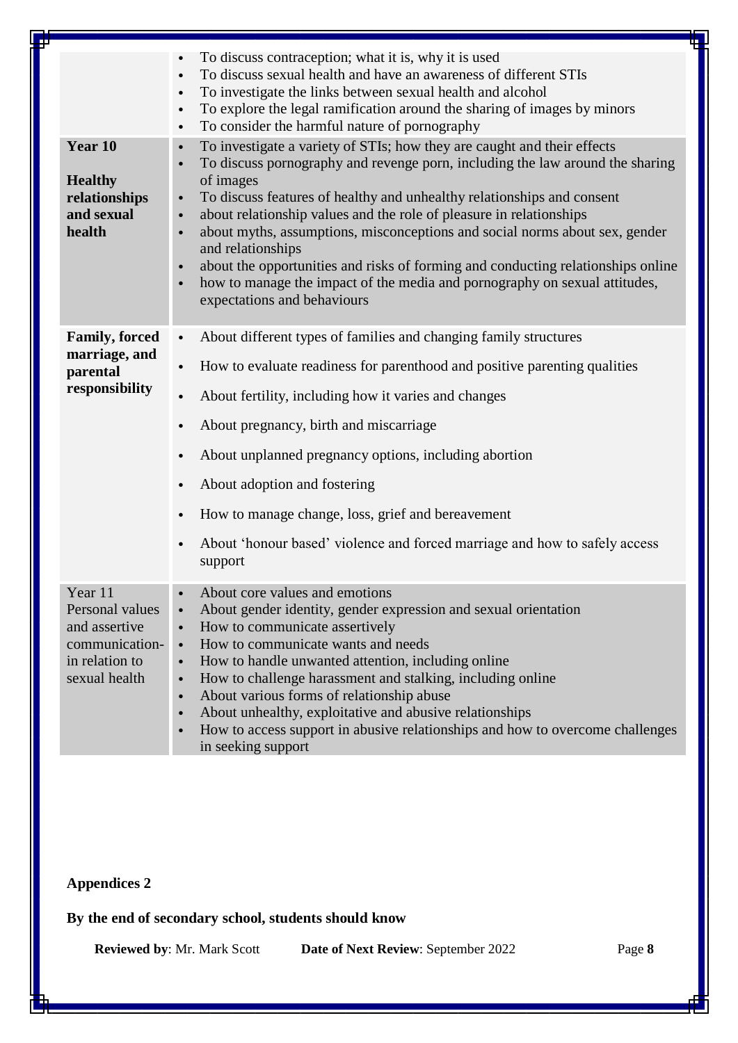| | |
|---|---|
| | • To discuss contraception; what it is, why it is used<br>• To discuss sexual health and have an awareness of different STIs<br>• To investigate the links between sexual health and alcohol<br>• To explore the legal ramification around the sharing of images by minors<br>• To consider the harmful nature of pornography |
| **Year 10**<br><br>**Healthy relationships and sexual health** | • To investigate a variety of STIs; how they are caught and their effects<br>• To discuss pornography and revenge porn, including the law around the sharing of images<br>• To discuss features of healthy and unhealthy relationships and consent<br>• about relationship values and the role of pleasure in relationships<br>• about myths, assumptions, misconceptions and social norms about sex, gender and relationships<br>• about the opportunities and risks of forming and conducting relationships online<br>• how to manage the impact of the media and pornography on sexual attitudes, expectations and behaviours |
| **Family, forced marriage, and parental responsibility** | • About different types of families and changing family structures<br>• How to evaluate readiness for parenthood and positive parenting qualities<br>• About fertility, including how it varies and changes<br>• About pregnancy, birth and miscarriage<br>• About unplanned pregnancy options, including abortion<br>• About adoption and fostering<br>• How to manage change, loss, grief and bereavement<br>• About 'honour based' violence and forced marriage and how to safely access support |
| Year 11<br>Personal values and assertive communication-in relation to sexual health | • About core values and emotions<br>• About gender identity, gender expression and sexual orientation<br>• How to communicate assertively<br>• How to communicate wants and needs<br>• How to handle unwanted attention, including online<br>• How to challenge harassment and stalking, including online<br>• About various forms of relationship abuse<br>• About unhealthy, exploitative and abusive relationships<br>• How to access support in abusive relationships and how to overcome challenges in seeking support |

**Appendices 2**

**By the end of secondary school, students should know**

**Reviewed by**: Mr. Mark Scott **Date of Next Review**: September 2022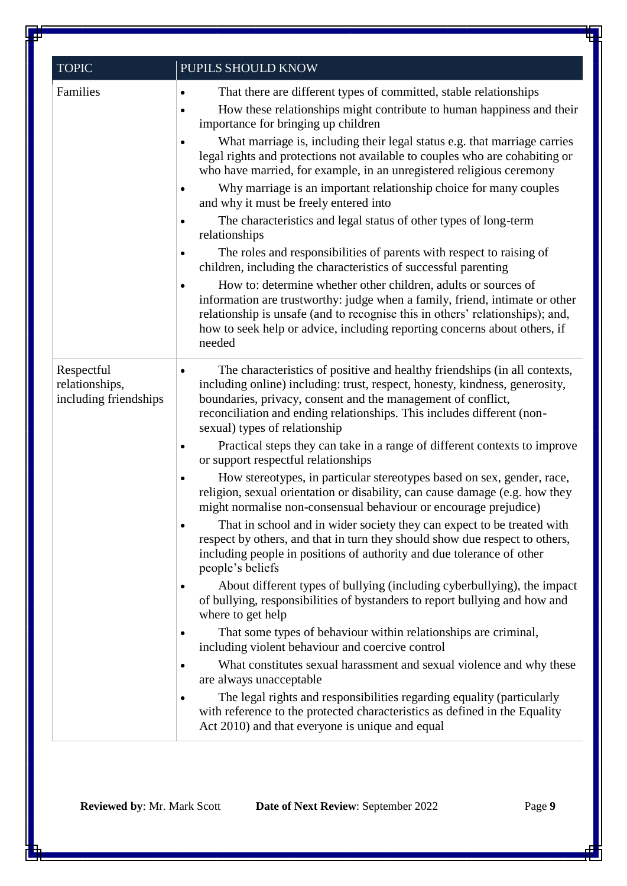| TOPIC | PUPILS SHOULD KNOW |
| --- | --- |
| Families | • That there are different types of committed, stable relationships<br>• How these relationships might contribute to human happiness and their importance for bringing up children<br>• What marriage is, including their legal status e.g. that marriage carries legal rights and protections not available to couples who are cohabiting or who have married, for example, in an unregistered religious ceremony<br>• Why marriage is an important relationship choice for many couples and why it must be freely entered into<br>• The characteristics and legal status of other types of long-term relationships<br>• The roles and responsibilities of parents with respect to raising of children, including the characteristics of successful parenting<br>• How to: determine whether other children, adults or sources of information are trustworthy: judge when a family, friend, intimate or other relationship is unsafe (and to recognise this in others' relationships); and, how to seek help or advice, including reporting concerns about others, if needed |
| Respectful relationships, including friendships | • The characteristics of positive and healthy friendships (in all contexts, including online) including: trust, respect, honesty, kindness, generosity, boundaries, privacy, consent and the management of conflict, reconciliation and ending relationships. This includes different (non-sexual) types of relationship<br>• Practical steps they can take in a range of different contexts to improve or support respectful relationships<br>• How stereotypes, in particular stereotypes based on sex, gender, race, religion, sexual orientation or disability, can cause damage (e.g. how they might normalise non-consensual behaviour or encourage prejudice)<br>• That in school and in wider society they can expect to be treated with respect by others, and that in turn they should show due respect to others, including people in positions of authority and due tolerance of other people's beliefs<br>• About different types of bullying (including cyberbullying), the impact of bullying, responsibilities of bystanders to report bullying and how and where to get help<br>• That some types of behaviour within relationships are criminal, including violent behaviour and coercive control<br>• What constitutes sexual harassment and sexual violence and why these are always unacceptable<br>• The legal rights and responsibilities regarding equality (particularly with reference to the protected characteristics as defined in the Equality Act 2010) and that everyone is unique and equal |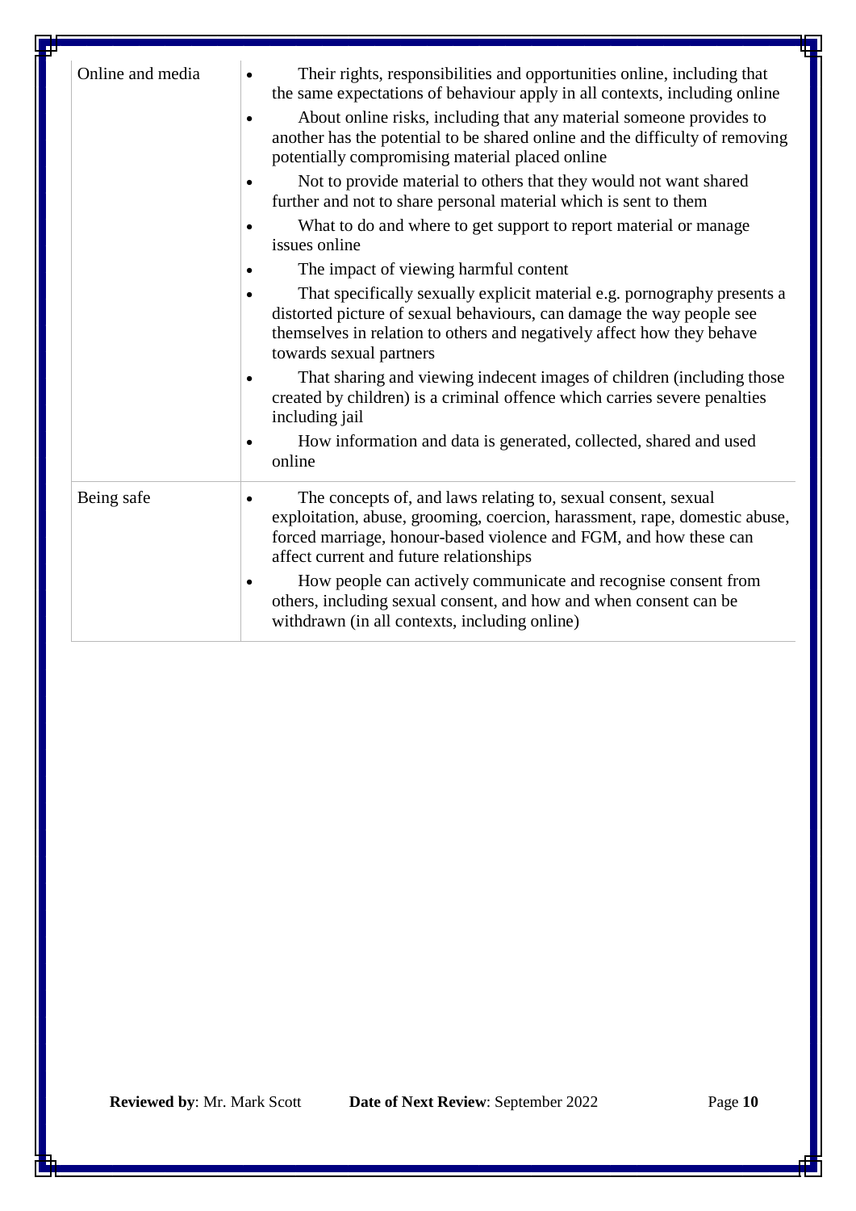| | |
|---|---|
| Online and media | • Their rights, responsibilities and opportunities online, including that the same expectations of behaviour apply in all contexts, including online<br>• About online risks, including that any material someone provides to another has the potential to be shared online and the difficulty of removing potentially compromising material placed online<br>• Not to provide material to others that they would not want shared further and not to share personal material which is sent to them<br>• What to do and where to get support to report material or manage issues online<br>• The impact of viewing harmful content<br>• That specifically sexually explicit material e.g. pornography presents a distorted picture of sexual behaviours, can damage the way people see themselves in relation to others and negatively affect how they behave towards sexual partners<br>• That sharing and viewing indecent images of children (including those created by children) is a criminal offence which carries severe penalties including jail<br>• How information and data is generated, collected, shared and used online |
| Being safe | • The concepts of, and laws relating to, sexual consent, sexual exploitation, abuse, grooming, coercion, harassment, rape, domestic abuse, forced marriage, honour-based violence and FGM, and how these can affect current and future relationships<br>• How people can actively communicate and recognise consent from others, including sexual consent, and how and when consent can be withdrawn (in all contexts, including online) |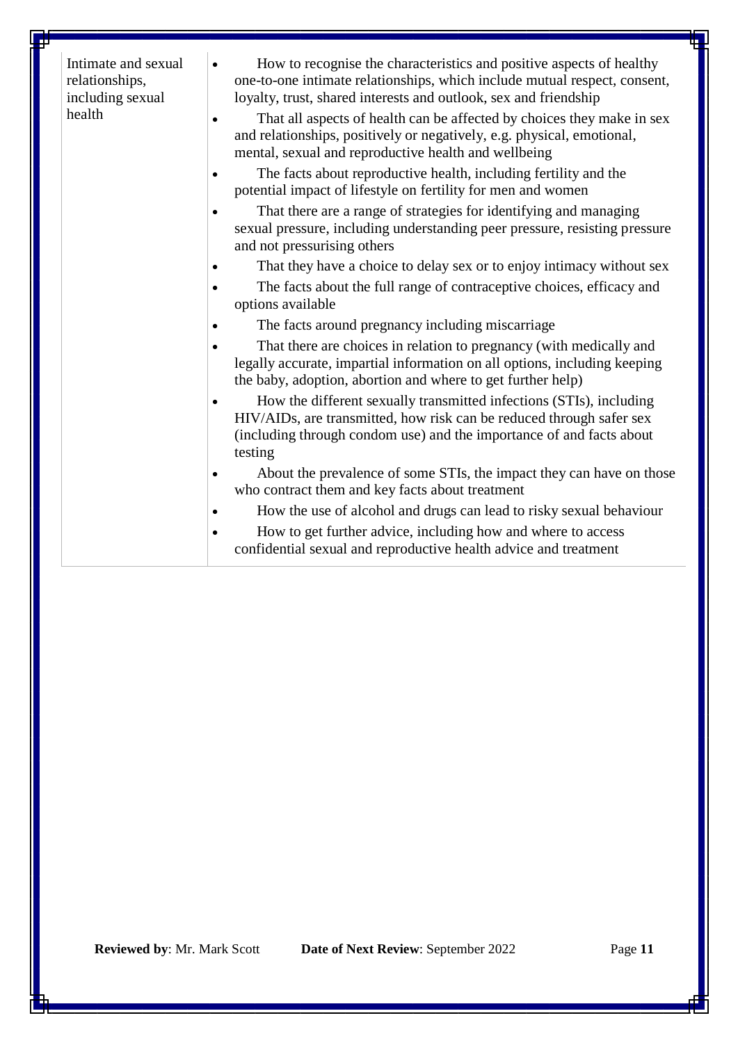| Intimate and sexual relationships, including sexual health | <ul><li>How to recognise the characteristics and positive aspects of healthy one-to-one intimate relationships, which include mutual respect, consent, loyalty, trust, shared interests and outlook, sex and friendship</li><li>That all aspects of health can be affected by choices they make in sex and relationships, positively or negatively, e.g. physical, emotional, mental, sexual and reproductive health and wellbeing</li><li>The facts about reproductive health, including fertility and the potential impact of lifestyle on fertility for men and women</li><li>That there are a range of strategies for identifying and managing sexual pressure, including understanding peer pressure, resisting pressure and not pressurising others</li><li>That they have a choice to delay sex or to enjoy intimacy without sex</li><li>The facts about the full range of contraceptive choices, efficacy and options available</li><li>The facts around pregnancy including miscarriage</li><li>That there are choices in relation to pregnancy (with medically and legally accurate, impartial information on all options, including keeping the baby, adoption, abortion and where to get further help)</li><li>How the different sexually transmitted infections (STIs), including HIV/AIDs, are transmitted, how risk can be reduced through safer sex (including through condom use) and the importance of and facts about testing</li><li>About the prevalence of some STIs, the impact they can have on those who contract them and key facts about treatment</li><li>How the use of alcohol and drugs can lead to risky sexual behaviour</li><li>How to get further advice, including how and where to access confidential sexual and reproductive health advice and treatment</li></ul> |
|---|---|

**Reviewed by**: Mr. Mark Scott **Date of Next Review**: September 2022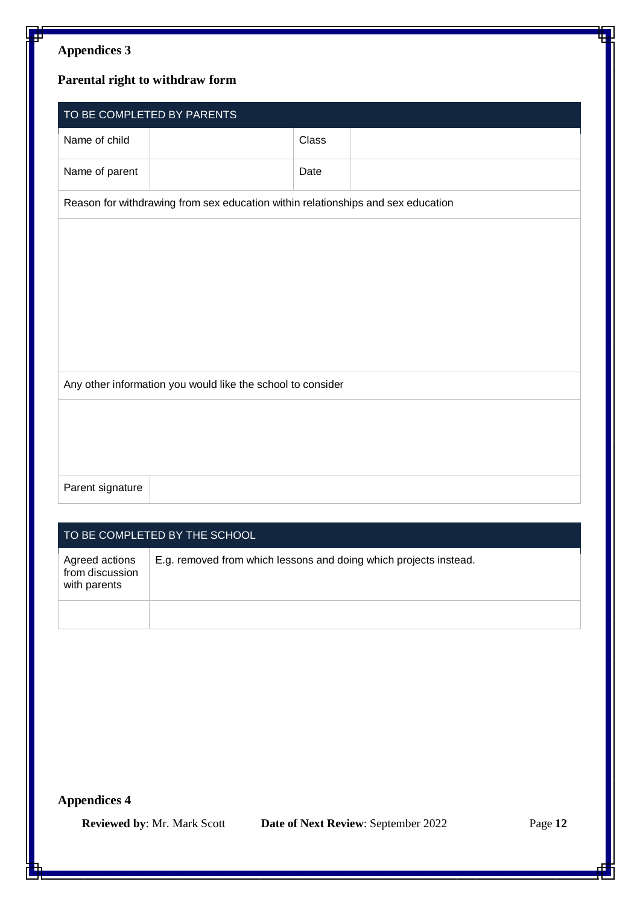## Appendices 3

### Parental right to withdraw form

| TO BE COMPLETED BY PARENTS | | | |
|---|---|---|---|
| Name of child | | Class | |
| Name of parent | | Date | |
| Reason for withdrawing from sex education within relationships and sex education | | | |
| | | | |
| Any other information you would like the school to consider | | | |
| | | | |
| Parent signature | | | |

| TO BE COMPLETED BY THE SCHOOL | |
|---|---|
| Agreed actions from discussion with parents | E.g. removed from which lessons and doing which projects instead. |
| | |

## Appendices 4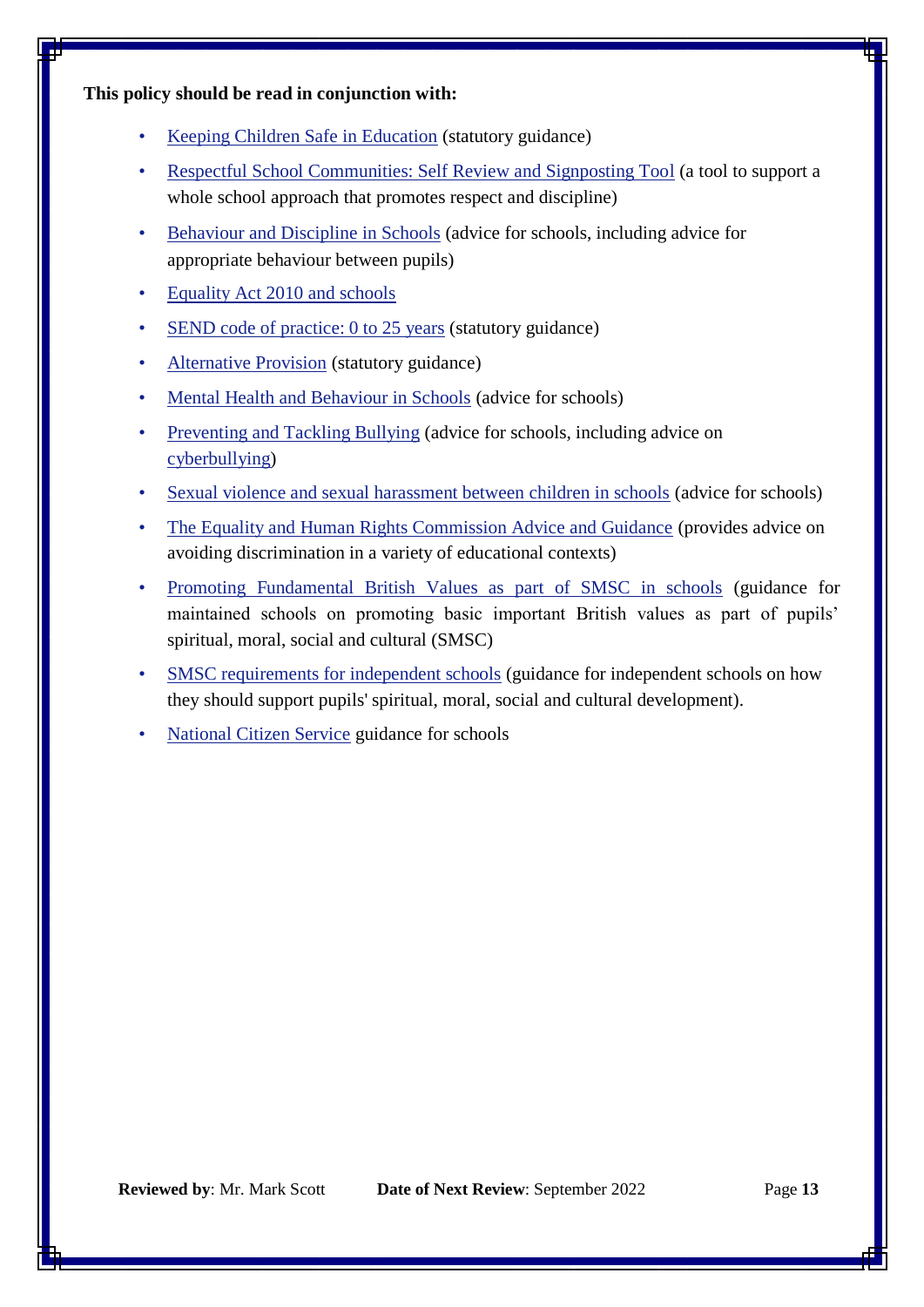**This policy should be read in conjunction with:**

- Keeping Children Safe in Education (statutory guidance)
- Respectful School Communities: Self Review and Signposting Tool (a tool to support a whole school approach that promotes respect and discipline)
- Behaviour and Discipline in Schools (advice for schools, including advice for appropriate behaviour between pupils)
- Equality Act 2010 and schools
- SEND code of practice: 0 to 25 years (statutory guidance)
- Alternative Provision (statutory guidance)
- Mental Health and Behaviour in Schools (advice for schools)
- Preventing and Tackling Bullying (advice for schools, including advice on cyberbullying)
- Sexual violence and sexual harassment between children in schools (advice for schools)
- The Equality and Human Rights Commission Advice and Guidance (provides advice on avoiding discrimination in a variety of educational contexts)
- Promoting Fundamental British Values as part of SMSC in schools (guidance for maintained schools on promoting basic important British values as part of pupils' spiritual, moral, social and cultural (SMSC)
- SMSC requirements for independent schools (guidance for independent schools on how they should support pupils' spiritual, moral, social and cultural development).
- National Citizen Service guidance for schools